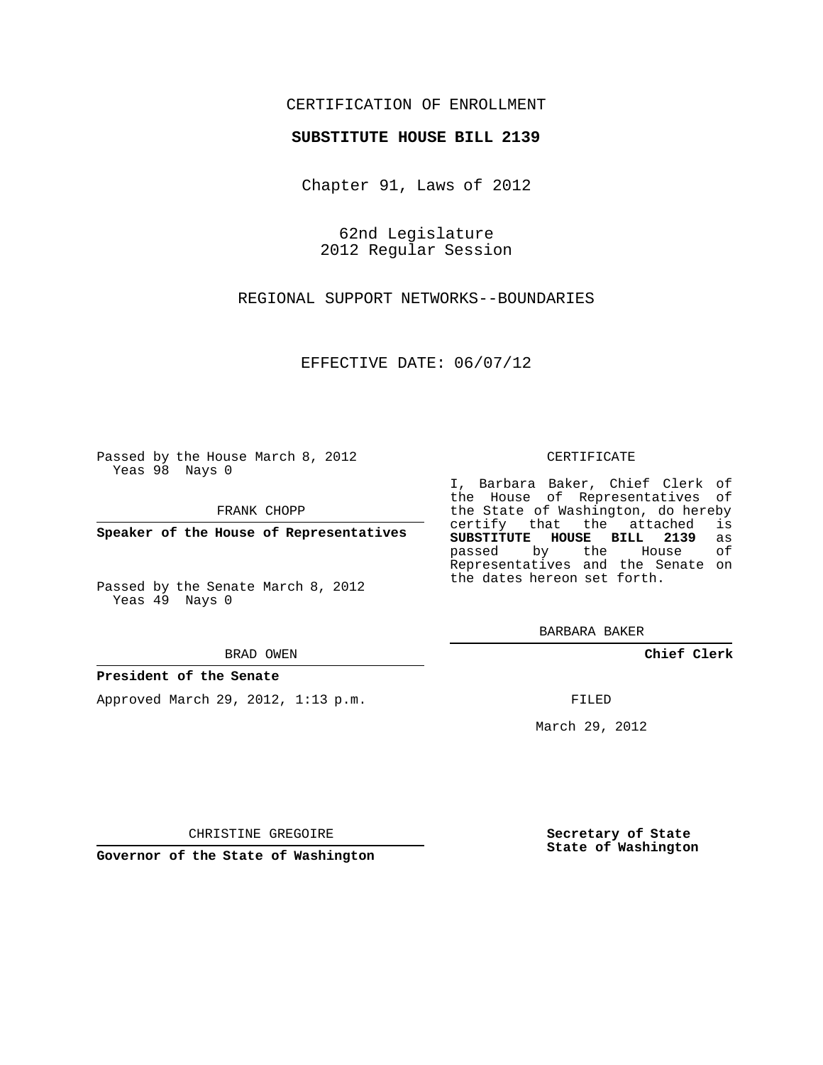CERTIFICATION OF ENROLLMENT

**SUBSTITUTE HOUSE BILL 2139**

Chapter 91, Laws of 2012

62nd Legislature
2012 Regular Session

REGIONAL SUPPORT NETWORKS--BOUNDARIES

EFFECTIVE DATE: 06/07/12

Passed by the House March 8, 2012
Yeas 98 Nays 0

FRANK CHOPP

**Speaker of the House of Representatives**

Passed by the Senate March 8, 2012
Yeas 49 Nays 0

BRAD OWEN

**President of the Senate**

Approved March 29, 2012, 1:13 p.m.

CHRISTINE GREGOIRE

**Governor of the State of Washington**

CERTIFICATE

I, Barbara Baker, Chief Clerk of the House of Representatives of the State of Washington, do hereby certify that the attached is **SUBSTITUTE HOUSE BILL 2139** as passed by the House of Representatives and the Senate on the dates hereon set forth.

BARBARA BAKER

**Chief Clerk**

FILED

March 29, 2012

**Secretary of State**
**State of Washington**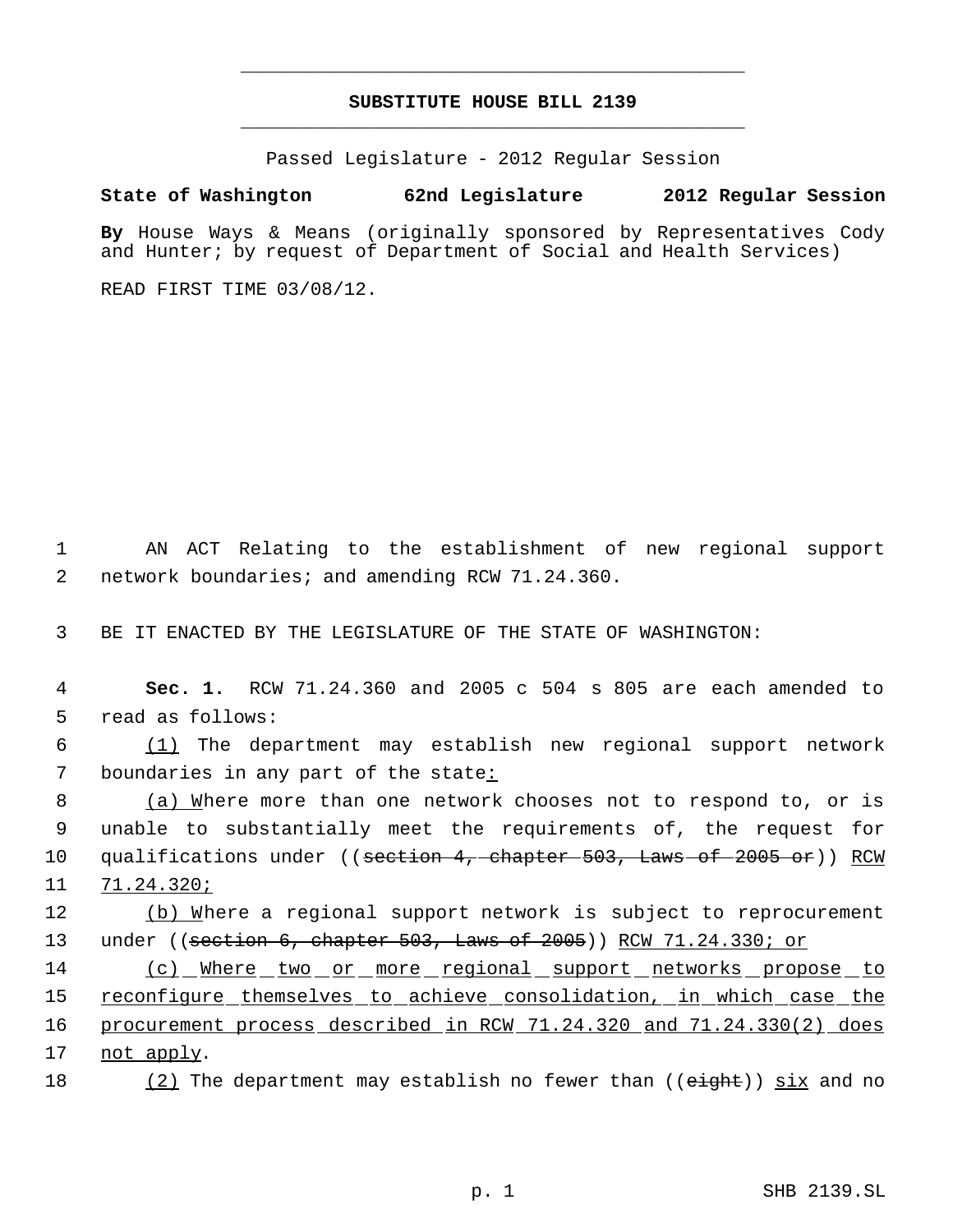SUBSTITUTE HOUSE BILL 2139

Passed Legislature - 2012 Regular Session

**State of Washington 62nd Legislature 2012 Regular Session**

**By** House Ways & Means (originally sponsored by Representatives Cody and Hunter; by request of Department of Social and Health Services)

READ FIRST TIME 03/08/12.

AN ACT Relating to the establishment of new regional support network boundaries; and amending RCW 71.24.360.

BE IT ENACTED BY THE LEGISLATURE OF THE STATE OF WASHINGTON:

**Sec. 1.** RCW 71.24.360 and 2005 c 504 s 805 are each amended to read as follows:

(1) The department may establish new regional support network boundaries in any part of the state:

(a) Where more than one network chooses not to respond to, or is unable to substantially meet the requirements of, the request for qualifications under ((~~section 4, chapter 503, Laws of 2005 or~~)) RCW 71.24.320;

(b) Where a regional support network is subject to reprocurement under ((~~section 6, chapter 503, Laws of 2005~~)) RCW 71.24.330; or

(c) Where two or more regional support networks propose to reconfigure themselves to achieve consolidation, in which case the procurement process described in RCW 71.24.320 and 71.24.330(2) does not apply.

(2) The department may establish no fewer than ((~~eight~~)) six and no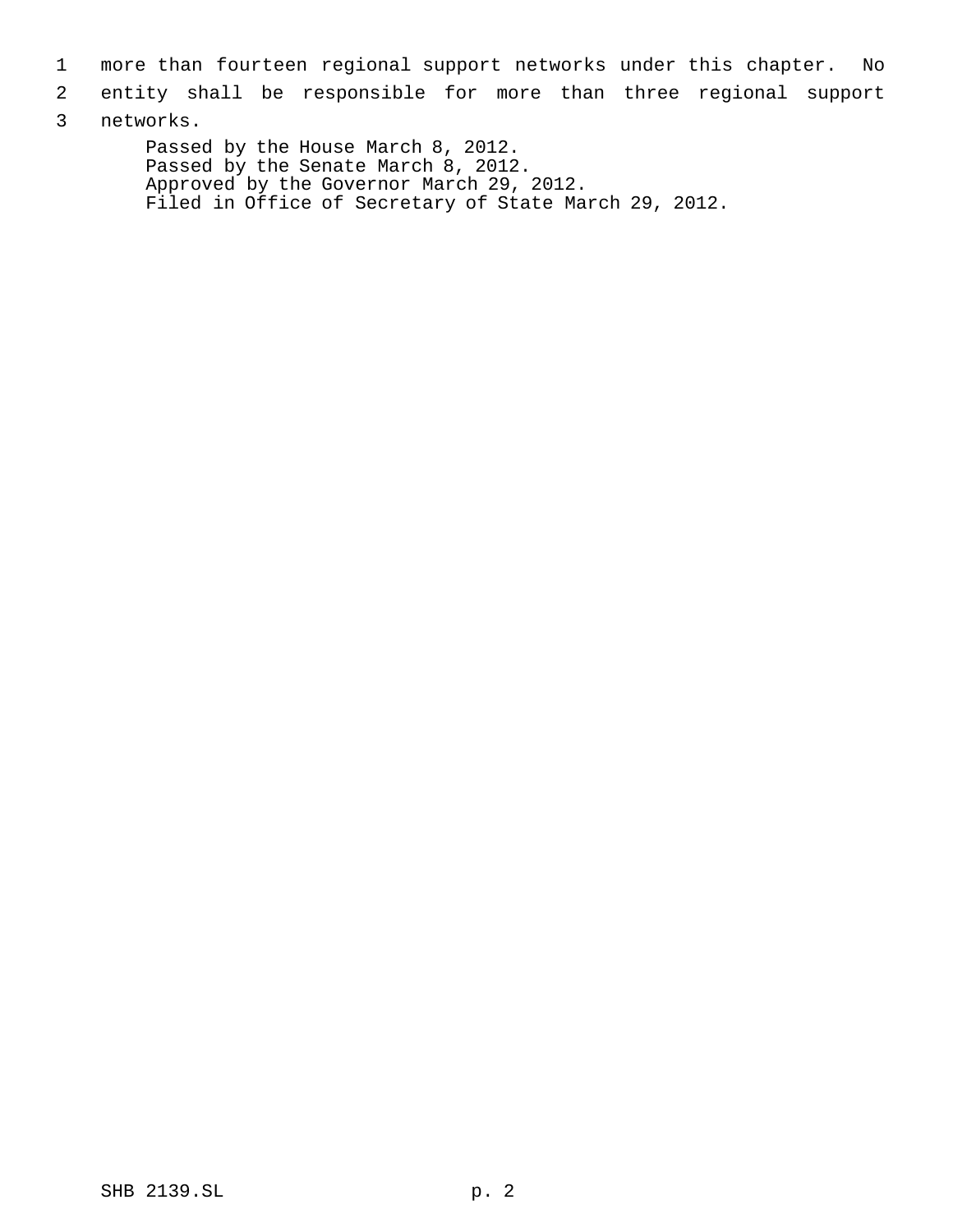more than fourteen regional support networks under this chapter. No entity shall be responsible for more than three regional support networks.

Passed by the House March 8, 2012.
Passed by the Senate March 8, 2012.
Approved by the Governor March 29, 2012.
Filed in Office of Secretary of State March 29, 2012.